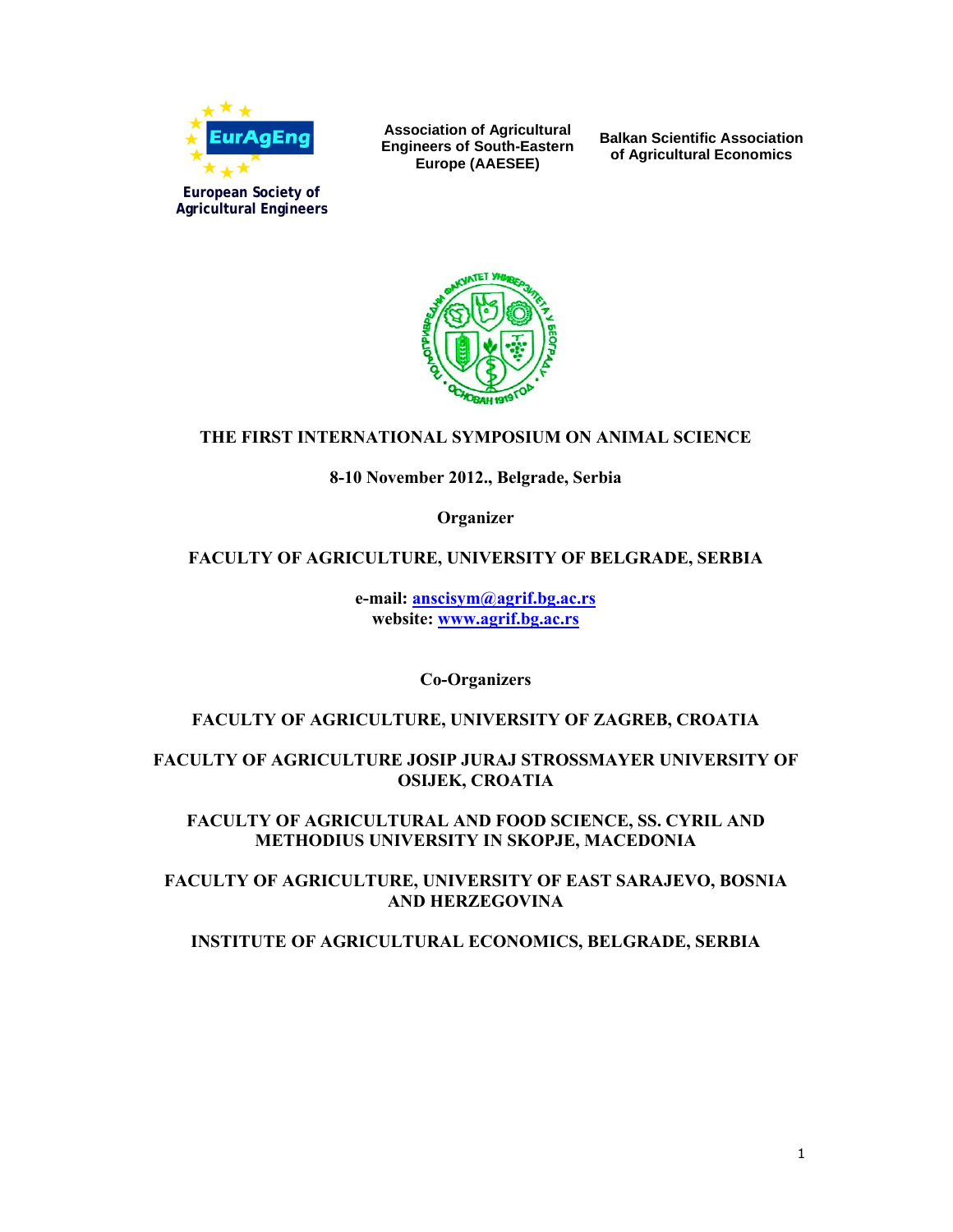**European Society of Agricultural Engineers**

**Association of Agricultural Engineers of South-Eastern Europe (AAESEE)**

**Balkan Scientific Association of Agricultural Economics**

# THE FIRST INTERNATIONAL SYMPOSIUM ON ANIMAL SCIENCE

**8-10 November 2012., Belgrade, Serbia**

**Organizer**

**FACULTY OF AGRICULTURE, UNIVERSITY OF BELGRADE, SERBIA**

**e-mail: anscisym@agrif.bg.ac.rs**
**website: www.agrif.bg.ac.rs**

**Co-Organizers**

**FACULTY OF AGRICULTURE, UNIVERSITY OF ZAGREB, CROATIA**

**FACULTY OF AGRICULTURE JOSIP JURAJ STROSSMAYER UNIVERSITY OF OSIJEK, CROATIA**

**FACULTY OF AGRICULTURAL AND FOOD SCIENCE, SS. CYRIL AND METHODIUS UNIVERSITY IN SKOPJE, MACEDONIA**

**FACULTY OF AGRICULTURE, UNIVERSITY OF EAST SARAJEVO, BOSNIA AND HERZEGOVINA**

**INSTITUTE OF AGRICULTURAL ECONOMICS, BELGRADE, SERBIA**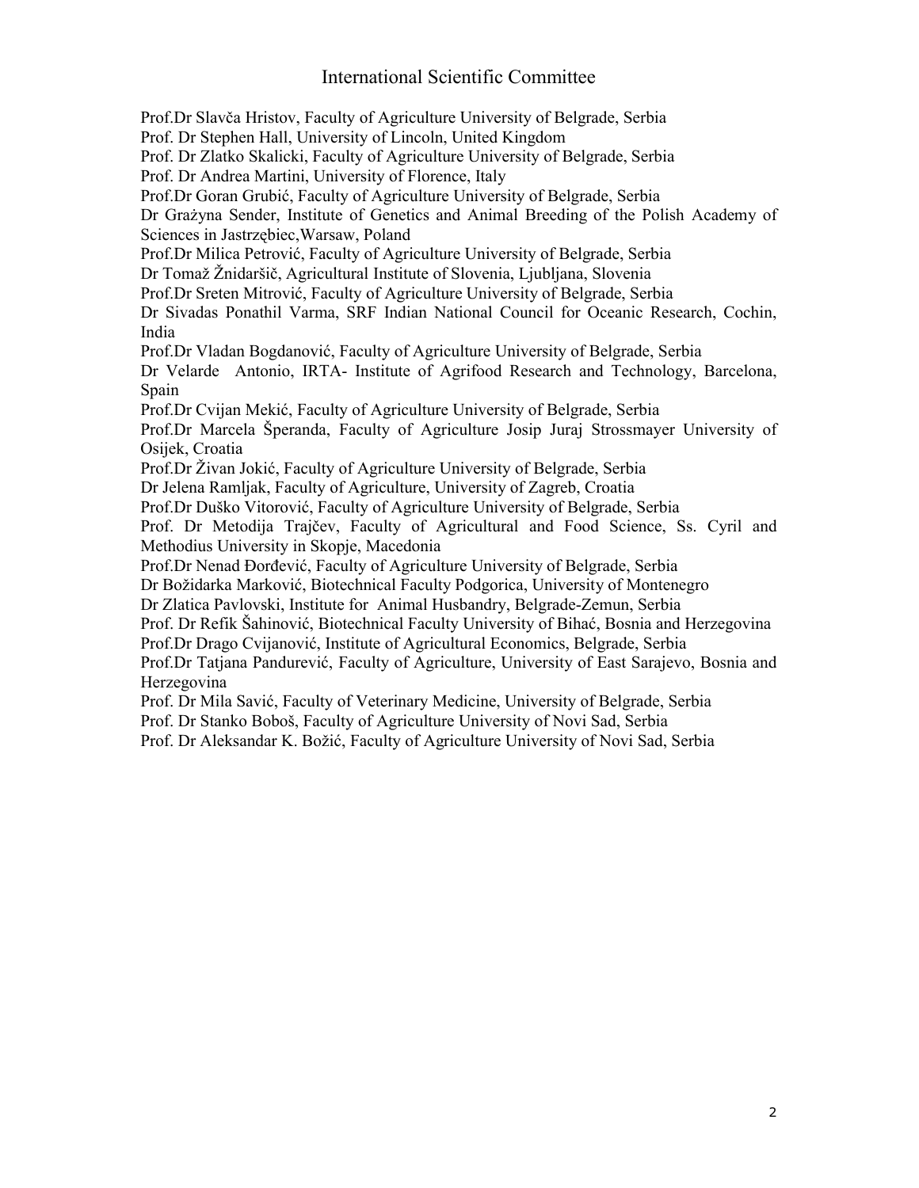# International Scientific Committee

Prof.Dr Slavča Hristov, Faculty of Agriculture University of Belgrade, Serbia
Prof. Dr Stephen Hall, University of Lincoln, United Kingdom
Prof. Dr Zlatko Skalicki, Faculty of Agriculture University of Belgrade, Serbia
Prof. Dr Andrea Martini, University of Florence, Italy
Prof.Dr Goran Grubić, Faculty of Agriculture University of Belgrade, Serbia
Dr Grażyna Sender, Institute of Genetics and Animal Breeding of the Polish Academy of Sciences in Jastrzębiec,Warsaw, Poland
Prof.Dr Milica Petrović, Faculty of Agriculture University of Belgrade, Serbia
Dr Tomaž Žnidaršič, Agricultural Institute of Slovenia, Ljubljana, Slovenia
Prof.Dr Sreten Mitrović, Faculty of Agriculture University of Belgrade, Serbia
Dr Sivadas Ponathil Varma, SRF Indian National Council for Oceanic Research, Cochin, India
Prof.Dr Vladan Bogdanović, Faculty of Agriculture University of Belgrade, Serbia
Dr Velarde Antonio, IRTA- Institute of Agrifood Research and Technology, Barcelona, Spain
Prof.Dr Cvijan Mekić, Faculty of Agriculture University of Belgrade, Serbia
Prof.Dr Marcela Šperanda, Faculty of Agriculture Josip Juraj Strossmayer University of Osijek, Croatia
Prof.Dr Živan Jokić, Faculty of Agriculture University of Belgrade, Serbia
Dr Jelena Ramljak, Faculty of Agriculture, University of Zagreb, Croatia
Prof.Dr Duško Vitorović, Faculty of Agriculture University of Belgrade, Serbia
Prof. Dr Metodija Trajčev, Faculty of Agricultural and Food Science, Ss. Cyril and Methodius University in Skopje, Macedonia
Prof.Dr Nenad Đorđević, Faculty of Agriculture University of Belgrade, Serbia
Dr Božidarka Marković, Biotechnical Faculty Podgorica, University of Montenegro
Dr Zlatica Pavlovski, Institute for Animal Husbandry, Belgrade-Zemun, Serbia
Prof. Dr Refik Šahinović, Biotechnical Faculty University of Bihać, Bosnia and Herzegovina
Prof.Dr Drago Cvijanović, Institute of Agricultural Economics, Belgrade, Serbia
Prof.Dr Tatjana Pandurević, Faculty of Agriculture, University of East Sarajevo, Bosnia and Herzegovina
Prof. Dr Mila Savić, Faculty of Veterinary Medicine, University of Belgrade, Serbia
Prof. Dr Stanko Boboš, Faculty of Agriculture University of Novi Sad, Serbia
Prof. Dr Aleksandar K. Božić, Faculty of Agriculture University of Novi Sad, Serbia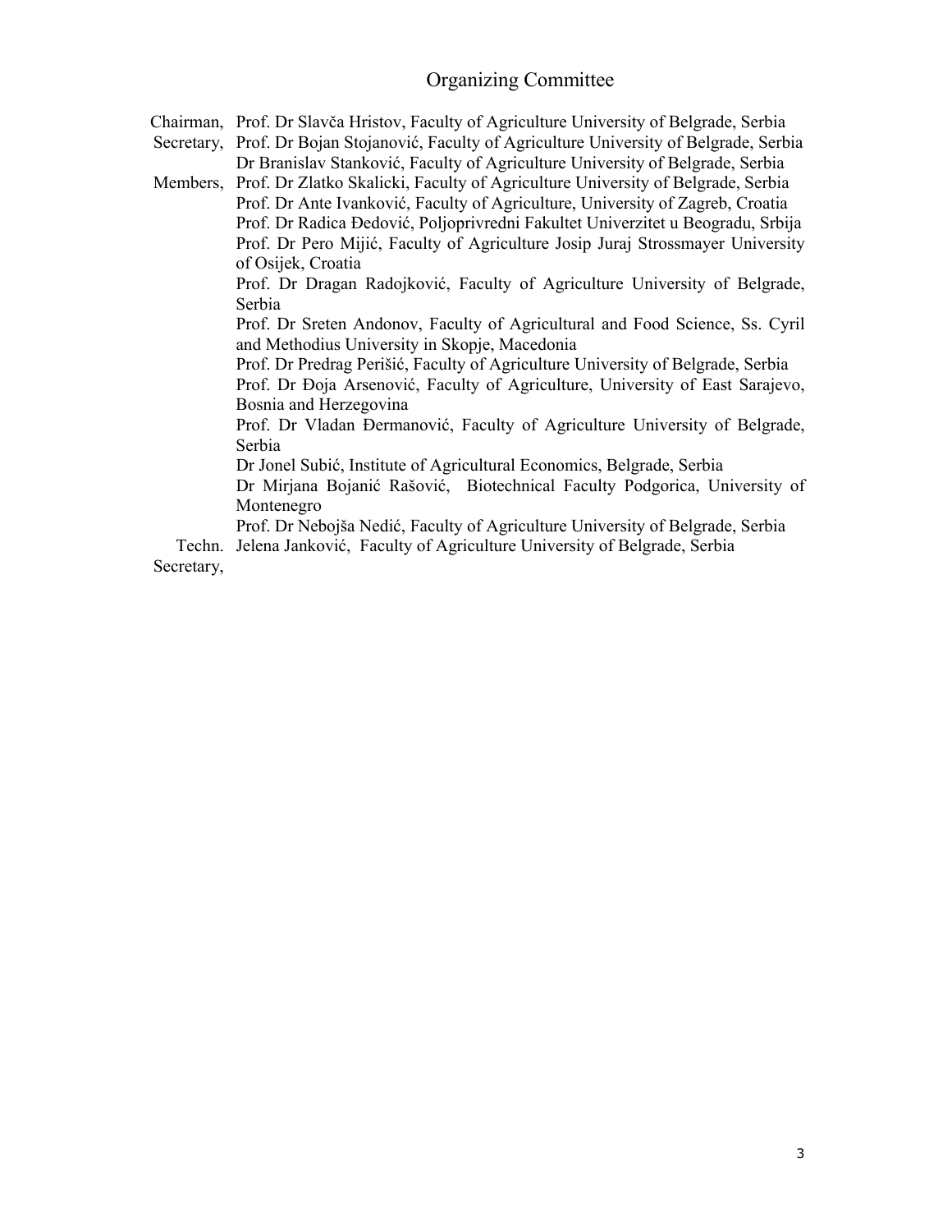## Organizing Committee

| | |
|---|---|
| Chairman, | Prof. Dr Slavča Hristov, Faculty of Agriculture University of Belgrade, Serbia |
| Secretary, | Prof. Dr Bojan Stojanović, Faculty of Agriculture University of Belgrade, Serbia |
| | Dr Branislav Stanković, Faculty of Agriculture University of Belgrade, Serbia |
| Members, | Prof. Dr Zlatko Skalicki, Faculty of Agriculture University of Belgrade, Serbia |
| | Prof. Dr Ante Ivanković, Faculty of Agriculture, University of Zagreb, Croatia |
| | Prof. Dr Radica Đedović, Poljoprivredni Fakultet Univerzitet u Beogradu, Srbija |
| | Prof. Dr Pero Mijić, Faculty of Agriculture Josip Juraj Strossmayer University of Osijek, Croatia |
| | Prof. Dr Dragan Radojković, Faculty of Agriculture University of Belgrade, Serbia |
| | Prof. Dr Sreten Andonov, Faculty of Agricultural and Food Science, Ss. Cyril and Methodius University in Skopje, Macedonia |
| | Prof. Dr Predrag Perišić, Faculty of Agriculture University of Belgrade, Serbia |
| | Prof. Dr Đoja Arsenović, Faculty of Agriculture, University of East Sarajevo, Bosnia and Herzegovina |
| | Prof. Dr Vladan Đermanović, Faculty of Agriculture University of Belgrade, Serbia |
| | Dr Jonel Subić, Institute of Agricultural Economics, Belgrade, Serbia |
| | Dr Mirjana Bojanić Rašović, Biotechnical Faculty Podgorica, University of Montenegro |
| | Prof. Dr Nebojša Nedić, Faculty of Agriculture University of Belgrade, Serbia |
| Techn. Secretary, | Jelena Janković, Faculty of Agriculture University of Belgrade, Serbia |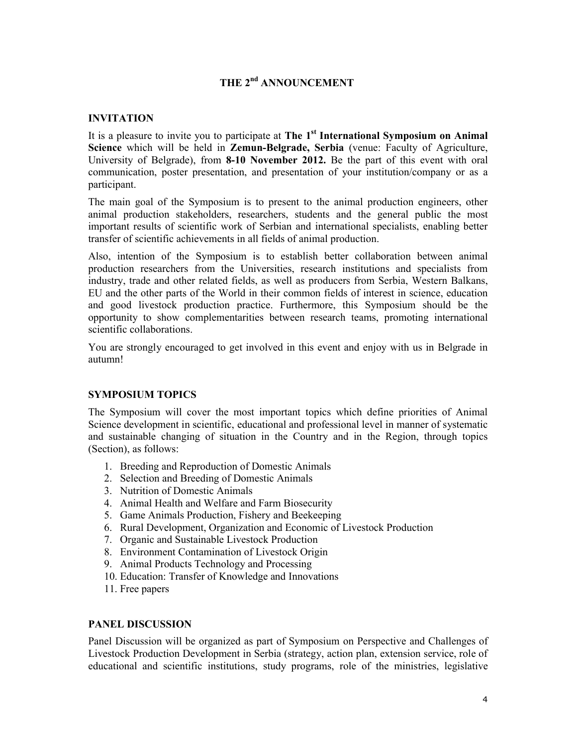# THE 2nd ANNOUNCEMENT

## INVITATION

It is a pleasure to invite you to participate at **The 1st International Symposium on Animal Science** which will be held in **Zemun-Belgrade, Serbia** (venue: Faculty of Agriculture, University of Belgrade), from **8-10 November 2012.** Be the part of this event with oral communication, poster presentation, and presentation of your institution/company or as a participant.

The main goal of the Symposium is to present to the animal production engineers, other animal production stakeholders, researchers, students and the general public the most important results of scientific work of Serbian and international specialists, enabling better transfer of scientific achievements in all fields of animal production.

Also, intention of the Symposium is to establish better collaboration between animal production researchers from the Universities, research institutions and specialists from industry, trade and other related fields, as well as producers from Serbia, Western Balkans, EU and the other parts of the World in their common fields of interest in science, education and good livestock production practice. Furthermore, this Symposium should be the opportunity to show complementarities between research teams, promoting international scientific collaborations.

You are strongly encouraged to get involved in this event and enjoy with us in Belgrade in autumn!

## SYMPOSIUM TOPICS

The Symposium will cover the most important topics which define priorities of Animal Science development in scientific, educational and professional level in manner of systematic and sustainable changing of situation in the Country and in the Region, through topics (Section), as follows:

1. Breeding and Reproduction of Domestic Animals
2. Selection and Breeding of Domestic Animals
3. Nutrition of Domestic Animals
4. Animal Health and Welfare and Farm Biosecurity
5. Game Animals Production, Fishery and Beekeeping
6. Rural Development, Organization and Economic of Livestock Production
7. Organic and Sustainable Livestock Production
8. Environment Contamination of Livestock Origin
9. Animal Products Technology and Processing
10. Education: Transfer of Knowledge and Innovations
11. Free papers

## PANEL DISCUSSION

Panel Discussion will be organized as part of Symposium on Perspective and Challenges of Livestock Production Development in Serbia (strategy, action plan, extension service, role of educational and scientific institutions, study programs, role of the ministries, legislative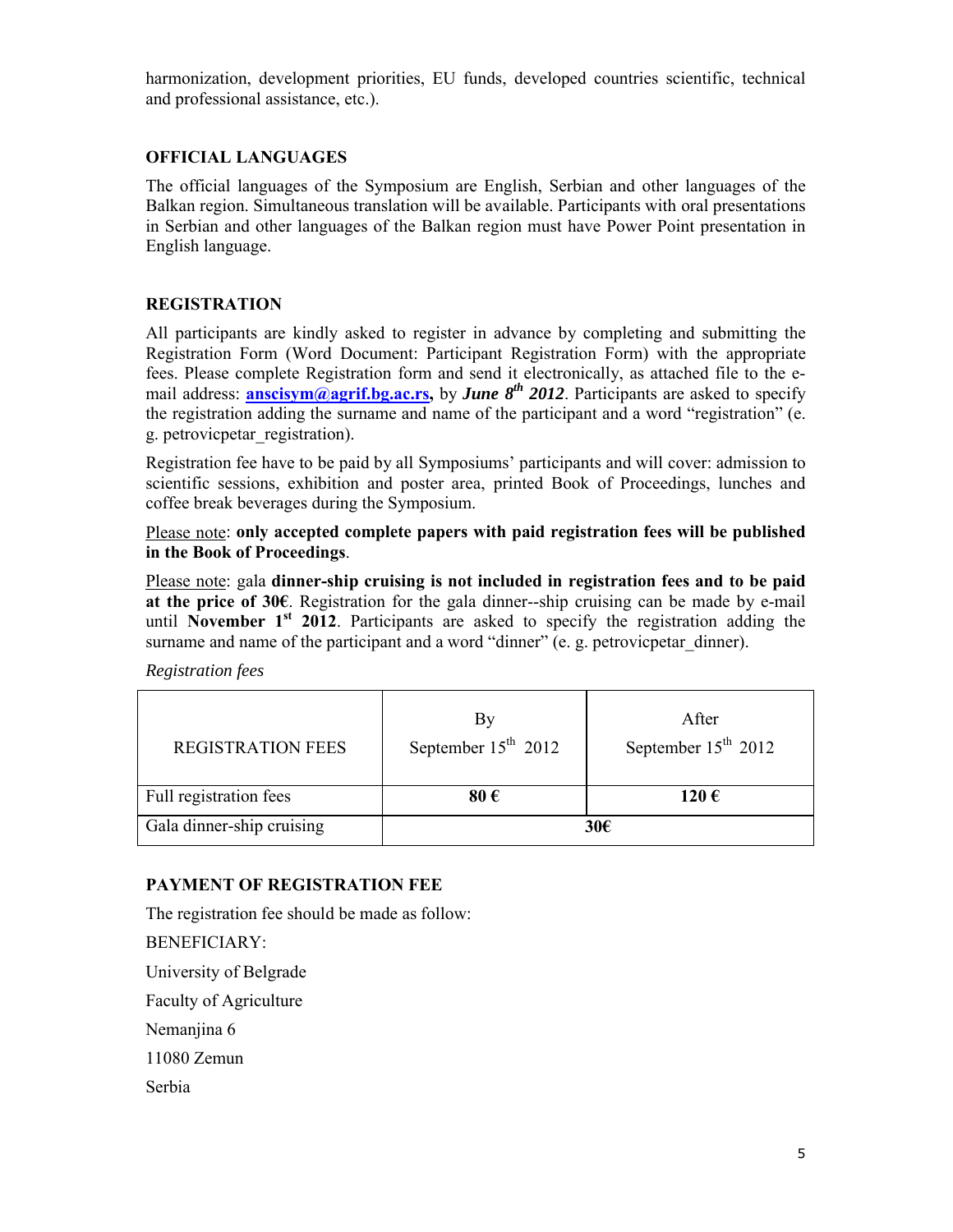harmonization, development priorities, EU funds, developed countries scientific, technical and professional assistance, etc.).

## OFFICIAL LANGUAGES

The official languages of the Symposium are English, Serbian and other languages of the Balkan region. Simultaneous translation will be available. Participants with oral presentations in Serbian and other languages of the Balkan region must have Power Point presentation in English language.

## REGISTRATION

All participants are kindly asked to register in advance by completing and submitting the Registration Form (Word Document: Participant Registration Form) with the appropriate fees. Please complete Registration form and send it electronically, as attached file to the e-mail address: **anscisym@agrif.bg.ac.rs,** by ***June 8th 2012***. Participants are asked to specify the registration adding the surname and name of the participant and a word "registration" (e. g. petrovicpetar_registration).

Registration fee have to be paid by all Symposiums' participants and will cover: admission to scientific sessions, exhibition and poster area, printed Book of Proceedings, lunches and coffee break beverages during the Symposium.

Please note: **only accepted complete papers with paid registration fees will be published in the Book of Proceedings**.

Please note: gala **dinner-ship cruising is not included in registration fees and to be paid at the price of 30€**. Registration for the gala dinner--ship cruising can be made by e-mail until **November 1st 2012**. Participants are asked to specify the registration adding the surname and name of the participant and a word "dinner" (e. g. petrovicpetar_dinner).

*Registration fees*

| REGISTRATION FEES | By September 15th 2012 | After September 15th 2012 |
|---|---|---|
| Full registration fees | **80 €** | **120 €** |
| Gala dinner-ship cruising | **30€** | |

## PAYMENT OF REGISTRATION FEE

The registration fee should be made as follow:

BENEFICIARY:

University of Belgrade

Faculty of Agriculture

Nemanjina 6

11080 Zemun

Serbia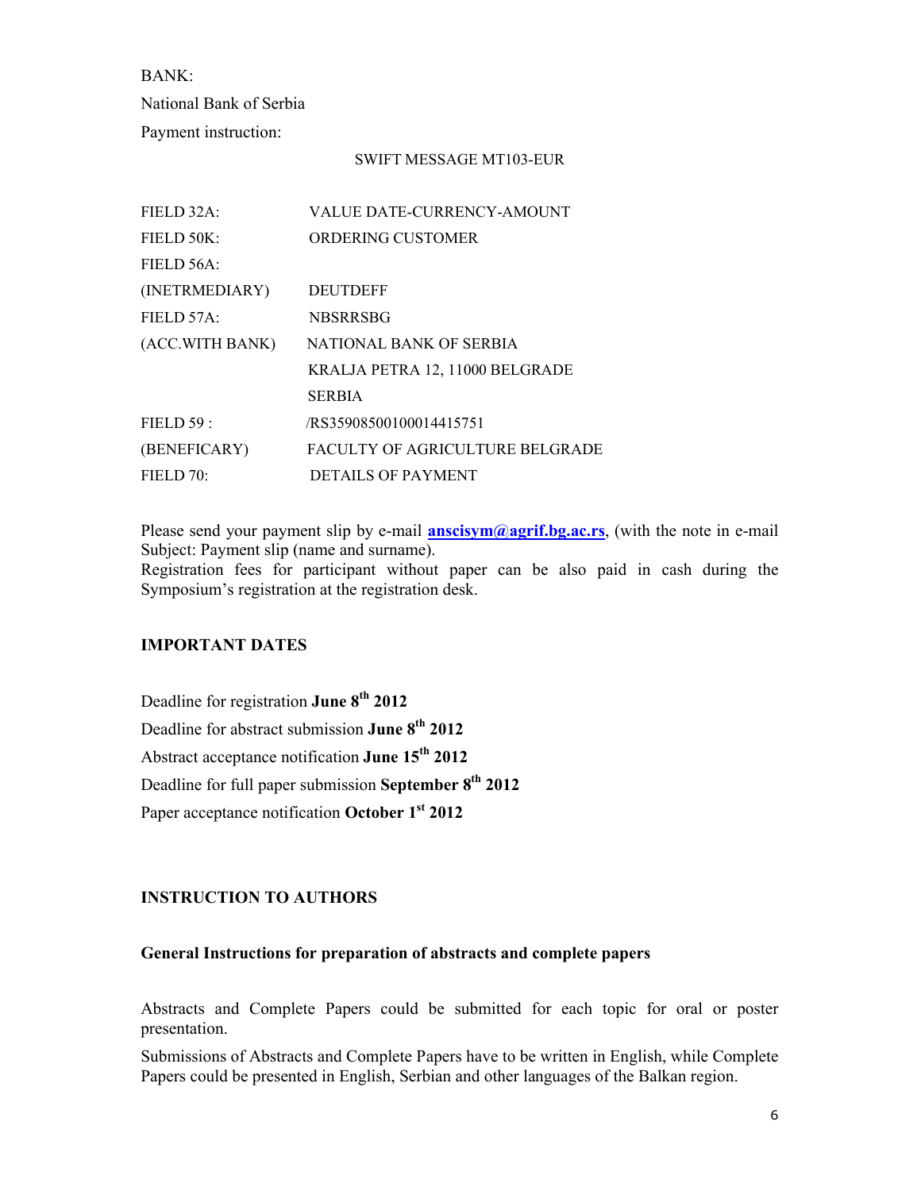BANK:

National Bank of Serbia

Payment instruction:

SWIFT MESSAGE MT103-EUR

| | |
|---|---|
| FIELD 32A: | VALUE DATE-CURRENCY-AMOUNT |
| FIELD 50K: | ORDERING CUSTOMER |
| FIELD 56A: | |
| (INETRMEDIARY) | DEUTDEFF |
| FIELD 57A: | NBSRRSBG |
| (ACC.WITH BANK) | NATIONAL BANK OF SERBIA |
| | KRALJA PETRA 12, 11000 BELGRADE |
| | SERBIA |
| FIELD 59 : | /RS35908500100014415751 |
| (BENEFICARY) | FACULTY OF AGRICULTURE BELGRADE |
| FIELD 70: | DETAILS OF PAYMENT |

Please send your payment slip by e-mail **anscisym@agrif.bg.ac.rs**, (with the note in e-mail Subject: Payment slip (name and surname).

Registration fees for participant without paper can be also paid in cash during the Symposium's registration at the registration desk.

## IMPORTANT DATES

Deadline for registration **June 8th 2012**

Deadline for abstract submission **June 8th 2012**

Abstract acceptance notification **June 15th 2012**

Deadline for full paper submission **September 8th 2012**

Paper acceptance notification **October 1st 2012**

## INSTRUCTION TO AUTHORS

### General Instructions for preparation of abstracts and complete papers

Abstracts and Complete Papers could be submitted for each topic for oral or poster presentation.

Submissions of Abstracts and Complete Papers have to be written in English, while Complete Papers could be presented in English, Serbian and other languages of the Balkan region.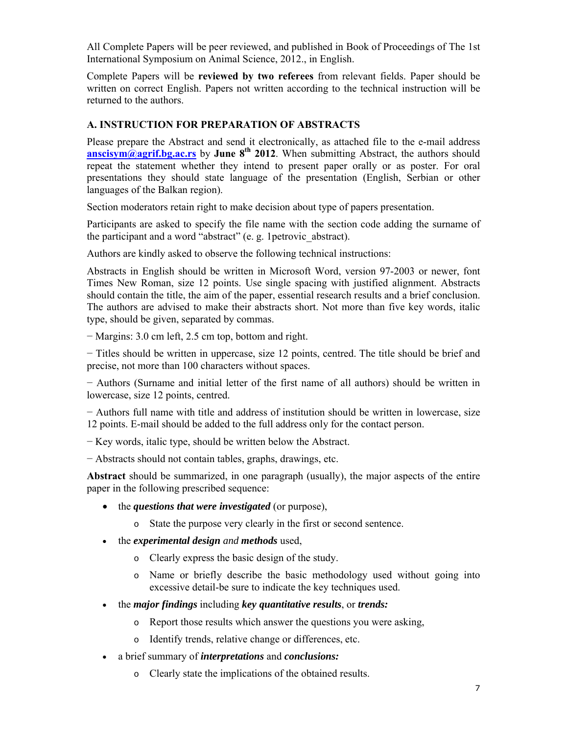All Complete Papers will be peer reviewed, and published in Book of Proceedings of The 1st International Symposium on Animal Science, 2012., in English.

Complete Papers will be **reviewed by two referees** from relevant fields. Paper should be written on correct English. Papers not written according to the technical instruction will be returned to the authors.

## A. INSTRUCTION FOR PREPARATION OF ABSTRACTS

Please prepare the Abstract and send it electronically, as attached file to the e-mail address **anscisym@agrif.bg.ac.rs** by **June 8th 2012**. When submitting Abstract, the authors should repeat the statement whether they intend to present paper orally or as poster. For oral presentations they should state language of the presentation (English, Serbian or other languages of the Balkan region).

Section moderators retain right to make decision about type of papers presentation.

Participants are asked to specify the file name with the section code adding the surname of the participant and a word "abstract" (e. g. 1petrovic_abstract).

Authors are kindly asked to observe the following technical instructions:

Abstracts in English should be written in Microsoft Word, version 97-2003 or newer, font Times New Roman, size 12 points. Use single spacing with justified alignment. Abstracts should contain the title, the aim of the paper, essential research results and a brief conclusion. The authors are advised to make their abstracts short. Not more than five key words, italic type, should be given, separated by commas.

− Margins: 3.0 cm left, 2.5 cm top, bottom and right.

− Titles should be written in uppercase, size 12 points, centred. The title should be brief and precise, not more than 100 characters without spaces.

− Authors (Surname and initial letter of the first name of all authors) should be written in lowercase, size 12 points, centred.

− Authors full name with title and address of institution should be written in lowercase, size 12 points. E-mail should be added to the full address only for the contact person.

− Key words, italic type, should be written below the Abstract.

− Abstracts should not contain tables, graphs, drawings, etc.

**Abstract** should be summarized, in one paragraph (usually), the major aspects of the entire paper in the following prescribed sequence:

- the ***questions that were investigated*** (or purpose),
  - State the purpose very clearly in the first or second sentence.
- the ***experimental design*** *and* ***methods*** used,
  - Clearly express the basic design of the study.
  - Name or briefly describe the basic methodology used without going into excessive detail-be sure to indicate the key techniques used.
- the ***major findings*** including ***key quantitative results***, or ***trends:***
  - Report those results which answer the questions you were asking,
  - Identify trends, relative change or differences, etc.
- a brief summary of ***interpretations*** and ***conclusions:***
  - Clearly state the implications of the obtained results.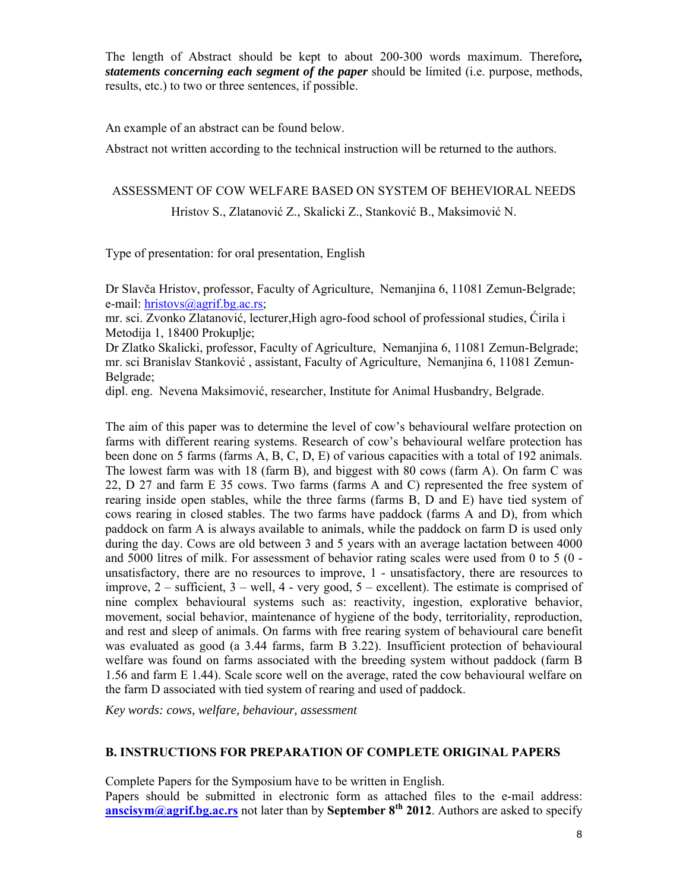The length of Abstract should be kept to about 200-300 words maximum. Therefore***, statements concerning each segment of the paper*** should be limited (i.e. purpose, methods, results, etc.) to two or three sentences, if possible.

An example of an abstract can be found below.

Abstract not written according to the technical instruction will be returned to the authors.

ASSESSMENT OF COW WELFARE BASED ON SYSTEM OF BEHEVIORAL NEEDS

Hristov S., Zlatanović Z., Skalicki Z., Stanković B., Maksimović N.

Type of presentation: for oral presentation, English

Dr Slavča Hristov, professor, Faculty of Agriculture, Nemanjina 6, 11081 Zemun-Belgrade; e-mail: hristovs@agrif.bg.ac.rs;
mr. sci. Zvonko Zlatanović, lecturer,High agro-food school of professional studies, Ćirila i Metodija 1, 18400 Prokuplje;
Dr Zlatko Skalicki, professor, Faculty of Agriculture, Nemanjina 6, 11081 Zemun-Belgrade;
mr. sci Branislav Stanković , assistant, Faculty of Agriculture, Nemanjina 6, 11081 Zemun-Belgrade;
dipl. eng. Nevena Maksimović, researcher, Institute for Animal Husbandry, Belgrade.

The aim of this paper was to determine the level of cow's behavioural welfare protection on farms with different rearing systems. Research of cow's behavioural welfare protection has been done on 5 farms (farms A, B, C, D, E) of various capacities with a total of 192 animals. The lowest farm was with 18 (farm B), and biggest with 80 cows (farm A). On farm C was 22, D 27 and farm E 35 cows. Two farms (farms A and C) represented the free system of rearing inside open stables, while the three farms (farms B, D and E) have tied system of cows rearing in closed stables. The two farms have paddock (farms A and D), from which paddock on farm A is always available to animals, while the paddock on farm D is used only during the day. Cows are old between 3 and 5 years with an average lactation between 4000 and 5000 litres of milk. For assessment of behavior rating scales were used from 0 to 5 (0 - unsatisfactory, there are no resources to improve, 1 - unsatisfactory, there are resources to improve, 2 – sufficient, 3 – well, 4 - very good, 5 – excellent). The estimate is comprised of nine complex behavioural systems such as: reactivity, ingestion, explorative behavior, movement, social behavior, maintenance of hygiene of the body, territoriality, reproduction, and rest and sleep of animals. On farms with free rearing system of behavioural care benefit was evaluated as good (a 3.44 farms, farm B 3.22). Insufficient protection of behavioural welfare was found on farms associated with the breeding system without paddock (farm B 1.56 and farm E 1.44). Scale score well on the average, rated the cow behavioural welfare on the farm D associated with tied system of rearing and used of paddock.

*Key words: cows, welfare, behaviour, assessment*

## B. INSTRUCTIONS FOR PREPARATION OF COMPLETE ORIGINAL PAPERS

Complete Papers for the Symposium have to be written in English.
Papers should be submitted in electronic form as attached files to the e-mail address: **anscisym@agrif.bg.ac.rs** not later than by **September 8th 2012**. Authors are asked to specify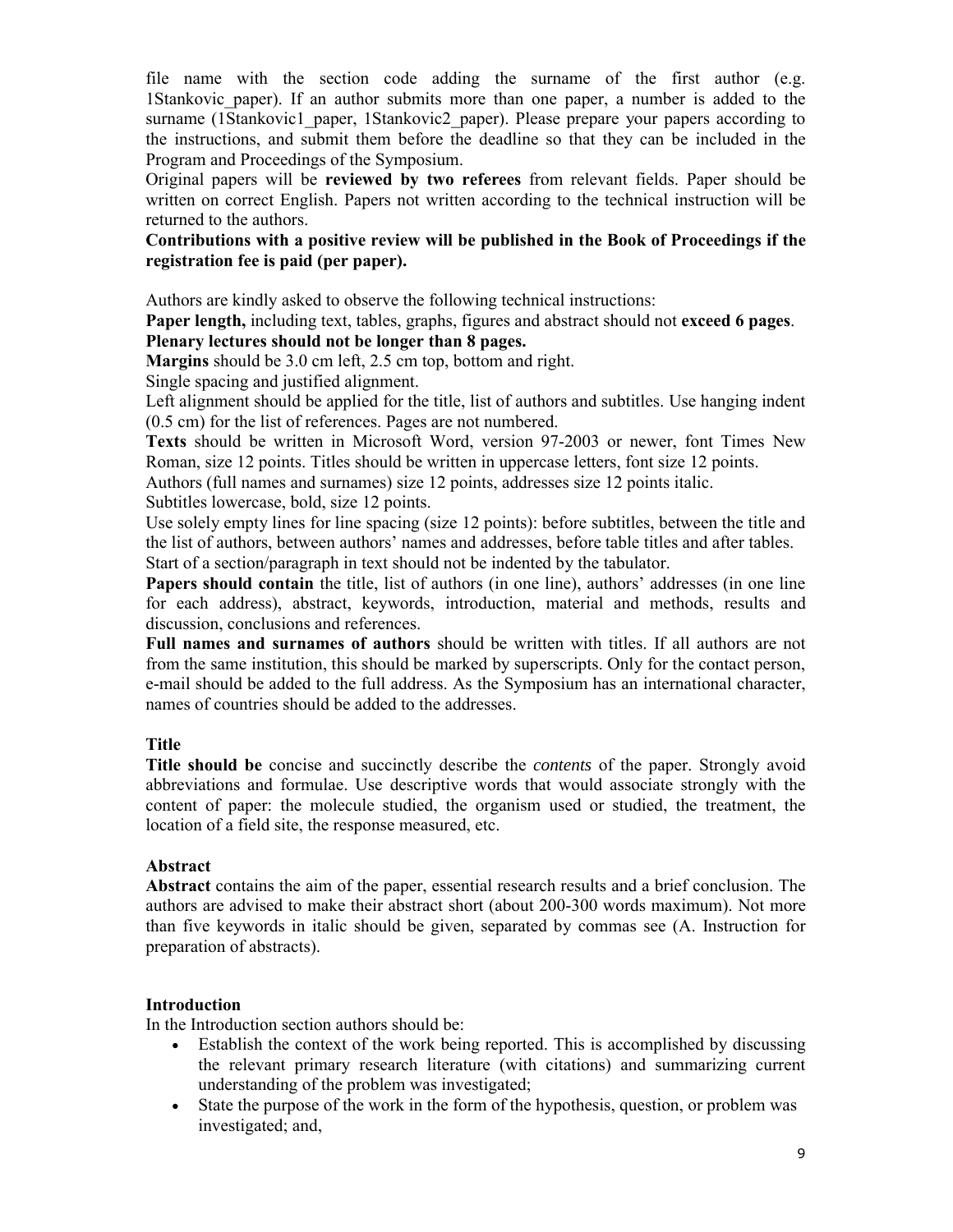file name with the section code adding the surname of the first author (e.g. 1Stankovic_paper). If an author submits more than one paper, a number is added to the surname (1Stankovic1_paper, 1Stankovic2_paper). Please prepare your papers according to the instructions, and submit them before the deadline so that they can be included in the Program and Proceedings of the Symposium.

Original papers will be **reviewed by two referees** from relevant fields. Paper should be written on correct English. Papers not written according to the technical instruction will be returned to the authors.

**Contributions with a positive review will be published in the Book of Proceedings if the registration fee is paid (per paper).**

Authors are kindly asked to observe the following technical instructions:

**Paper length,** including text, tables, graphs, figures and abstract should not **exceed 6 pages**.
**Plenary lectures should not be longer than 8 pages.**

**Margins** should be 3.0 cm left, 2.5 cm top, bottom and right.

Single spacing and justified alignment.

Left alignment should be applied for the title, list of authors and subtitles. Use hanging indent (0.5 cm) for the list of references. Pages are not numbered.

**Texts** should be written in Microsoft Word, version 97-2003 or newer, font Times New Roman, size 12 points. Titles should be written in uppercase letters, font size 12 points.

Authors (full names and surnames) size 12 points, addresses size 12 points italic.

Subtitles lowercase, bold, size 12 points.

Use solely empty lines for line spacing (size 12 points): before subtitles, between the title and the list of authors, between authors' names and addresses, before table titles and after tables.

Start of a section/paragraph in text should not be indented by the tabulator.

**Papers should contain** the title, list of authors (in one line), authors' addresses (in one line for each address), abstract, keywords, introduction, material and methods, results and discussion, conclusions and references.

**Full names and surnames of authors** should be written with titles. If all authors are not from the same institution, this should be marked by superscripts. Only for the contact person, e-mail should be added to the full address. As the Symposium has an international character, names of countries should be added to the addresses.

**Title**

**Title should be** concise and succinctly describe the *contents* of the paper. Strongly avoid abbreviations and formulae. Use descriptive words that would associate strongly with the content of paper: the molecule studied, the organism used or studied, the treatment, the location of a field site, the response measured, etc.

**Abstract**

**Abstract** contains the aim of the paper, essential research results and a brief conclusion. The authors are advised to make their abstract short (about 200-300 words maximum). Not more than five keywords in italic should be given, separated by commas see (A. Instruction for preparation of abstracts).

**Introduction**

In the Introduction section authors should be:

- Establish the context of the work being reported. This is accomplished by discussing the relevant primary research literature (with citations) and summarizing current understanding of the problem was investigated;
- State the purpose of the work in the form of the hypothesis, question, or problem was investigated; and,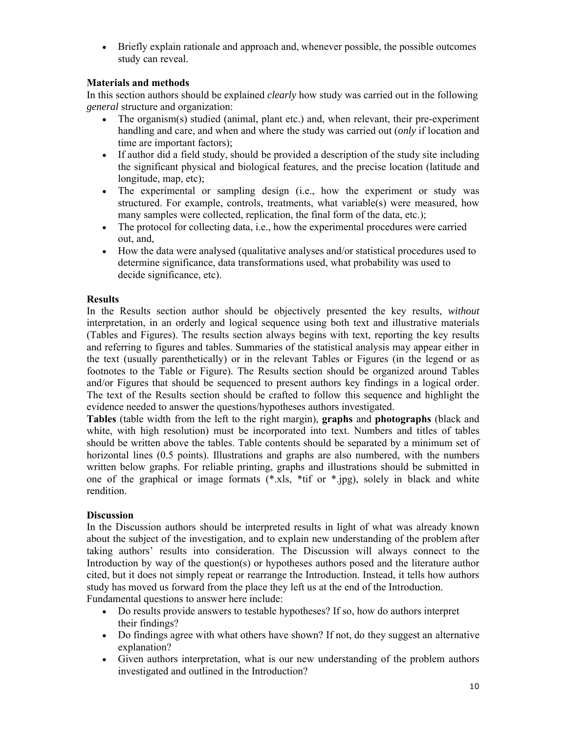- Briefly explain rationale and approach and, whenever possible, the possible outcomes study can reveal.

**Materials and methods**

In this section authors should be explained *clearly* how study was carried out in the following *general* structure and organization:

- The organism(s) studied (animal, plant etc.) and, when relevant, their pre-experiment handling and care, and when and where the study was carried out (*only* if location and time are important factors);
- If author did a field study, should be provided a description of the study site including the significant physical and biological features, and the precise location (latitude and longitude, map, etc);
- The experimental or sampling design (i.e., how the experiment or study was structured. For example, controls, treatments, what variable(s) were measured, how many samples were collected, replication, the final form of the data, etc.);
- The protocol for collecting data, i.e., how the experimental procedures were carried out, and,
- How the data were analysed (qualitative analyses and/or statistical procedures used to determine significance, data transformations used, what probability was used to decide significance, etc).

**Results**

In the Results section author should be objectively presented the key results, *without* interpretation, in an orderly and logical sequence using both text and illustrative materials (Tables and Figures). The results section always begins with text, reporting the key results and referring to figures and tables. Summaries of the statistical analysis may appear either in the text (usually parenthetically) or in the relevant Tables or Figures (in the legend or as footnotes to the Table or Figure). The Results section should be organized around Tables and/or Figures that should be sequenced to present authors key findings in a logical order. The text of the Results section should be crafted to follow this sequence and highlight the evidence needed to answer the questions/hypotheses authors investigated.

**Tables** (table width from the left to the right margin), **graphs** and **photographs** (black and white, with high resolution) must be incorporated into text. Numbers and titles of tables should be written above the tables. Table contents should be separated by a minimum set of horizontal lines (0.5 points). Illustrations and graphs are also numbered, with the numbers written below graphs. For reliable printing, graphs and illustrations should be submitted in one of the graphical or image formats (*.xls, *tif or *.jpg), solely in black and white rendition.

**Discussion**

In the Discussion authors should be interpreted results in light of what was already known about the subject of the investigation, and to explain new understanding of the problem after taking authors' results into consideration. The Discussion will always connect to the Introduction by way of the question(s) or hypotheses authors posed and the literature author cited, but it does not simply repeat or rearrange the Introduction. Instead, it tells how authors study has moved us forward from the place they left us at the end of the Introduction.

Fundamental questions to answer here include:

- Do results provide answers to testable hypotheses? If so, how do authors interpret their findings?
- Do findings agree with what others have shown? If not, do they suggest an alternative explanation?
- Given authors interpretation, what is our new understanding of the problem authors investigated and outlined in the Introduction?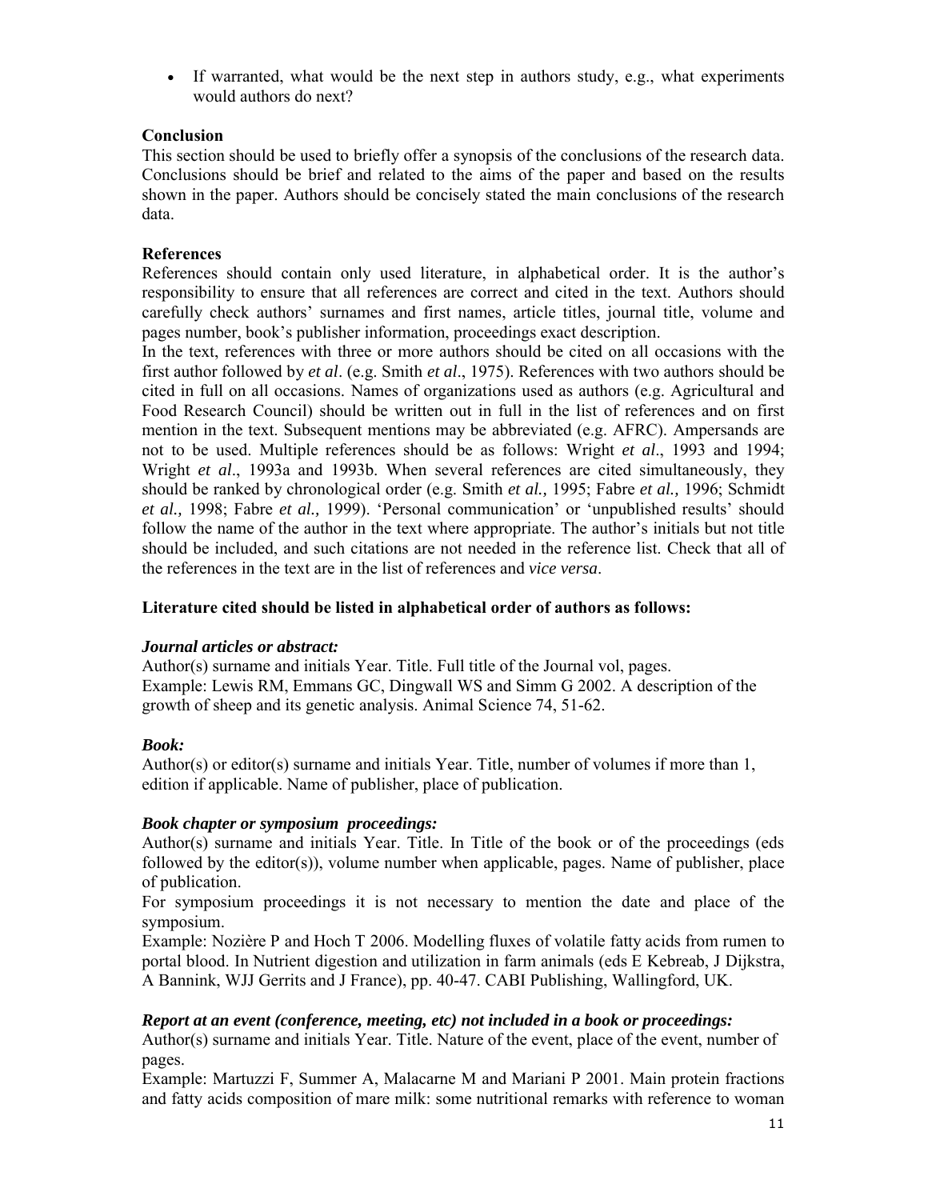- If warranted, what would be the next step in authors study, e.g., what experiments would authors do next?

**Conclusion**

This section should be used to briefly offer a synopsis of the conclusions of the research data. Conclusions should be brief and related to the aims of the paper and based on the results shown in the paper. Authors should be concisely stated the main conclusions of the research data.

**References**

References should contain only used literature, in alphabetical order. It is the author's responsibility to ensure that all references are correct and cited in the text. Authors should carefully check authors' surnames and first names, article titles, journal title, volume and pages number, book's publisher information, proceedings exact description.

In the text, references with three or more authors should be cited on all occasions with the first author followed by *et al*. (e.g. Smith *et al*., 1975). References with two authors should be cited in full on all occasions. Names of organizations used as authors (e.g. Agricultural and Food Research Council) should be written out in full in the list of references and on first mention in the text. Subsequent mentions may be abbreviated (e.g. AFRC). Ampersands are not to be used. Multiple references should be as follows: Wright *et al*., 1993 and 1994; Wright *et al*., 1993a and 1993b. When several references are cited simultaneously, they should be ranked by chronological order (e.g. Smith *et al.,* 1995; Fabre *et al.,* 1996; Schmidt *et al.,* 1998; Fabre *et al.,* 1999). 'Personal communication' or 'unpublished results' should follow the name of the author in the text where appropriate. The author's initials but not title should be included, and such citations are not needed in the reference list. Check that all of the references in the text are in the list of references and *vice versa*.

**Literature cited should be listed in alphabetical order of authors as follows:**

***Journal articles or abstract:***

Author(s) surname and initials Year. Title. Full title of the Journal vol, pages.
Example: Lewis RM, Emmans GC, Dingwall WS and Simm G 2002. A description of the growth of sheep and its genetic analysis. Animal Science 74, 51-62.

***Book:***

Author(s) or editor(s) surname and initials Year. Title, number of volumes if more than 1, edition if applicable. Name of publisher, place of publication.

***Book chapter or symposium proceedings:***

Author(s) surname and initials Year. Title. In Title of the book or of the proceedings (eds followed by the editor(s)), volume number when applicable, pages. Name of publisher, place of publication.

For symposium proceedings it is not necessary to mention the date and place of the symposium.

Example: Nozière P and Hoch T 2006. Modelling fluxes of volatile fatty acids from rumen to portal blood. In Nutrient digestion and utilization in farm animals (eds E Kebreab, J Dijkstra, A Bannink, WJJ Gerrits and J France), pp. 40-47. CABI Publishing, Wallingford, UK.

***Report at an event (conference, meeting, etc) not included in a book or proceedings:***

Author(s) surname and initials Year. Title. Nature of the event, place of the event, number of pages.

Example: Martuzzi F, Summer A, Malacarne M and Mariani P 2001. Main protein fractions and fatty acids composition of mare milk: some nutritional remarks with reference to woman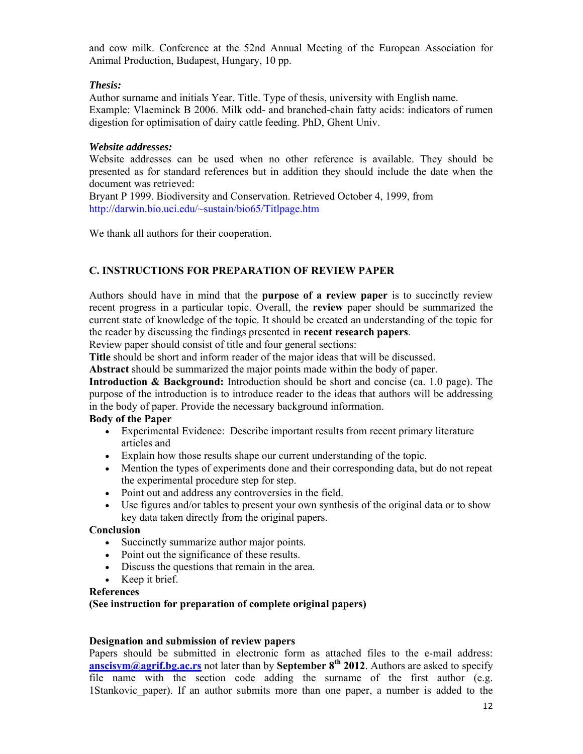and cow milk. Conference at the 52nd Annual Meeting of the European Association for Animal Production, Budapest, Hungary, 10 pp.

***Thesis:***

Author surname and initials Year. Title. Type of thesis, university with English name.
Example: Vlaeminck B 2006. Milk odd- and branched-chain fatty acids: indicators of rumen digestion for optimisation of dairy cattle feeding. PhD, Ghent Univ.

***Website addresses:***

Website addresses can be used when no other reference is available. They should be presented as for standard references but in addition they should include the date when the document was retrieved:
Bryant P 1999. Biodiversity and Conservation. Retrieved October 4, 1999, from http://darwin.bio.uci.edu/~sustain/bio65/Titlpage.htm

We thank all authors for their cooperation.

## C. INSTRUCTIONS FOR PREPARATION OF REVIEW PAPER

Authors should have in mind that the **purpose of a review paper** is to succinctly review recent progress in a particular topic. Overall, the **review** paper should be summarized the current state of knowledge of the topic. It should be created an understanding of the topic for the reader by discussing the findings presented in **recent research papers**.
Review paper should consist of title and four general sections:
**Title** should be short and inform reader of the major ideas that will be discussed.
**Abstract** should be summarized the major points made within the body of paper.
**Introduction & Background:** Introduction should be short and concise (ca. 1.0 page). The purpose of the introduction is to introduce reader to the ideas that authors will be addressing in the body of paper. Provide the necessary background information.

**Body of the Paper**

- Experimental Evidence: Describe important results from recent primary literature articles and
- Explain how those results shape our current understanding of the topic.
- Mention the types of experiments done and their corresponding data, but do not repeat the experimental procedure step for step.
- Point out and address any controversies in the field.
- Use figures and/or tables to present your own synthesis of the original data or to show key data taken directly from the original papers.

**Conclusion**

- Succinctly summarize author major points.
- Point out the significance of these results.
- Discuss the questions that remain in the area.
- Keep it brief.

**References**

**(See instruction for preparation of complete original papers)**

**Designation and submission of review papers**

Papers should be submitted in electronic form as attached files to the e-mail address: **anscisym@agrif.bg.ac.rs** not later than by **September 8th 2012**. Authors are asked to specify file name with the section code adding the surname of the first author (e.g. 1Stankovic_paper). If an author submits more than one paper, a number is added to the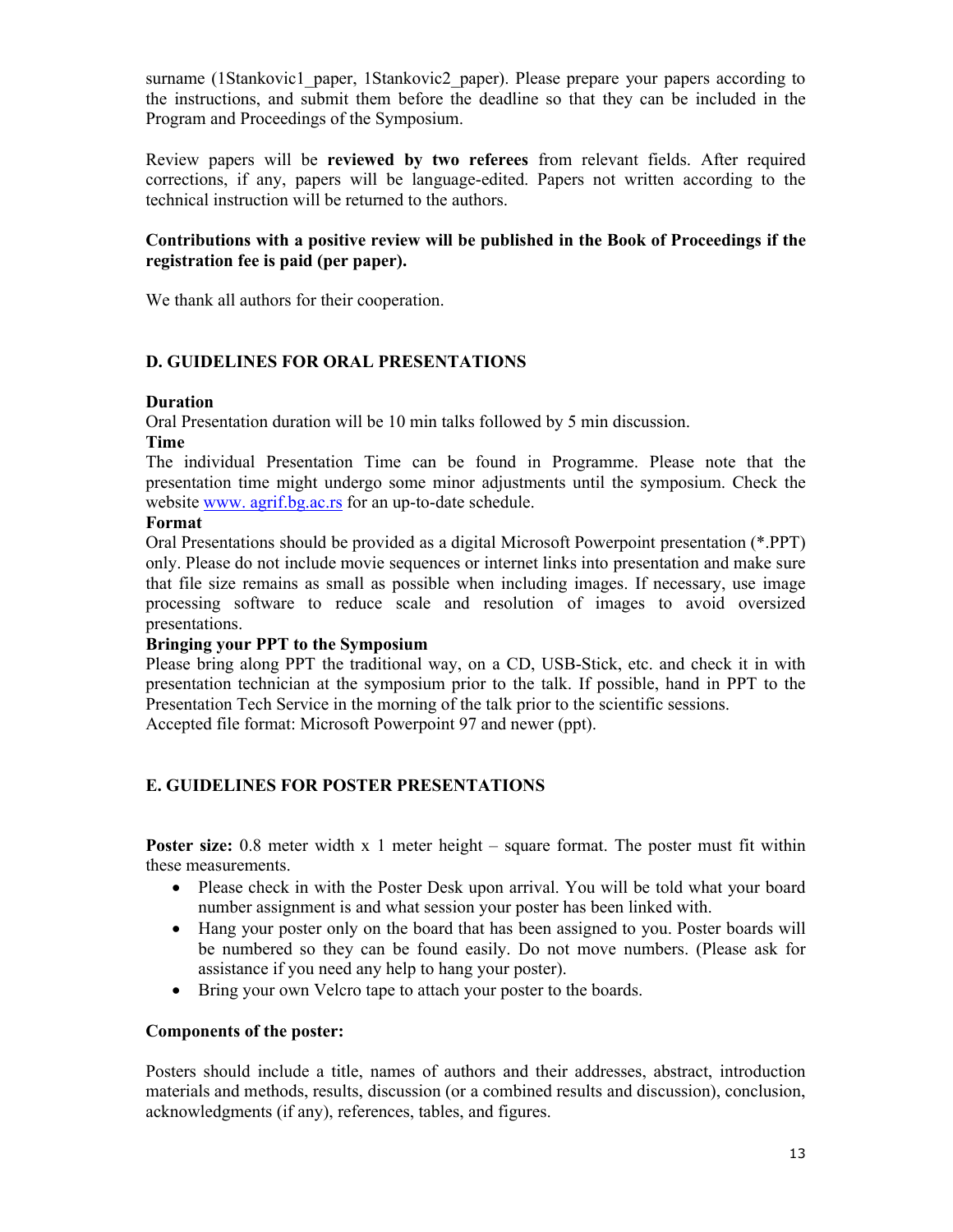surname (1Stankovic1_paper, 1Stankovic2_paper). Please prepare your papers according to the instructions, and submit them before the deadline so that they can be included in the Program and Proceedings of the Symposium.

Review papers will be **reviewed by two referees** from relevant fields. After required corrections, if any, papers will be language-edited. Papers not written according to the technical instruction will be returned to the authors.

**Contributions with a positive review will be published in the Book of Proceedings if the registration fee is paid (per paper).**

We thank all authors for their cooperation.

## D. GUIDELINES FOR ORAL PRESENTATIONS

**Duration**

Oral Presentation duration will be 10 min talks followed by 5 min discussion.

**Time**

The individual Presentation Time can be found in Programme. Please note that the presentation time might undergo some minor adjustments until the symposium. Check the website [www. agrif.bg.ac.rs](www.agrif.bg.ac.rs) for an up-to-date schedule.

**Format**

Oral Presentations should be provided as a digital Microsoft Powerpoint presentation (*.PPT) only. Please do not include movie sequences or internet links into presentation and make sure that file size remains as small as possible when including images. If necessary, use image processing software to reduce scale and resolution of images to avoid oversized presentations.

**Bringing your PPT to the Symposium**

Please bring along PPT the traditional way, on a CD, USB-Stick, etc. and check it in with presentation technician at the symposium prior to the talk. If possible, hand in PPT to the Presentation Tech Service in the morning of the talk prior to the scientific sessions.
Accepted file format: Microsoft Powerpoint 97 and newer (ppt).

## E. GUIDELINES FOR POSTER PRESENTATIONS

**Poster size:** 0.8 meter width x 1 meter height – square format. The poster must fit within these measurements.

- Please check in with the Poster Desk upon arrival. You will be told what your board number assignment is and what session your poster has been linked with.
- Hang your poster only on the board that has been assigned to you. Poster boards will be numbered so they can be found easily. Do not move numbers. (Please ask for assistance if you need any help to hang your poster).
- Bring your own Velcro tape to attach your poster to the boards.

**Components of the poster:**

Posters should include a title, names of authors and their addresses, abstract, introduction materials and methods, results, discussion (or a combined results and discussion), conclusion, acknowledgments (if any), references, tables, and figures.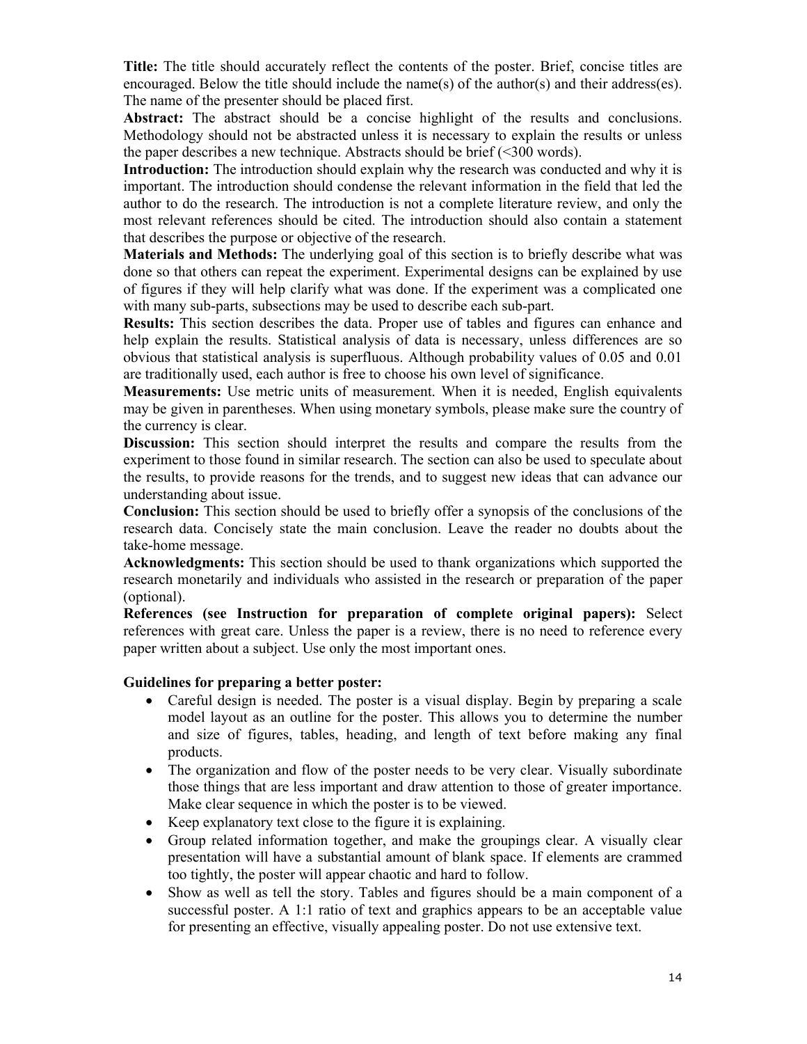**Title:** The title should accurately reflect the contents of the poster. Brief, concise titles are encouraged. Below the title should include the name(s) of the author(s) and their address(es). The name of the presenter should be placed first.

**Abstract:** The abstract should be a concise highlight of the results and conclusions. Methodology should not be abstracted unless it is necessary to explain the results or unless the paper describes a new technique. Abstracts should be brief (<300 words).

**Introduction:** The introduction should explain why the research was conducted and why it is important. The introduction should condense the relevant information in the field that led the author to do the research. The introduction is not a complete literature review, and only the most relevant references should be cited. The introduction should also contain a statement that describes the purpose or objective of the research.

**Materials and Methods:** The underlying goal of this section is to briefly describe what was done so that others can repeat the experiment. Experimental designs can be explained by use of figures if they will help clarify what was done. If the experiment was a complicated one with many sub-parts, subsections may be used to describe each sub-part.

**Results:** This section describes the data. Proper use of tables and figures can enhance and help explain the results. Statistical analysis of data is necessary, unless differences are so obvious that statistical analysis is superfluous. Although probability values of 0.05 and 0.01 are traditionally used, each author is free to choose his own level of significance.

**Measurements:** Use metric units of measurement. When it is needed, English equivalents may be given in parentheses. When using monetary symbols, please make sure the country of the currency is clear.

**Discussion:** This section should interpret the results and compare the results from the experiment to those found in similar research. The section can also be used to speculate about the results, to provide reasons for the trends, and to suggest new ideas that can advance our understanding about issue.

**Conclusion:** This section should be used to briefly offer a synopsis of the conclusions of the research data. Concisely state the main conclusion. Leave the reader no doubts about the take-home message.

**Acknowledgments:** This section should be used to thank organizations which supported the research monetarily and individuals who assisted in the research or preparation of the paper (optional).

**References (see Instruction for preparation of complete original papers):** Select references with great care. Unless the paper is a review, there is no need to reference every paper written about a subject. Use only the most important ones.

**Guidelines for preparing a better poster:**

- Careful design is needed. The poster is a visual display. Begin by preparing a scale model layout as an outline for the poster. This allows you to determine the number and size of figures, tables, heading, and length of text before making any final products.
- The organization and flow of the poster needs to be very clear. Visually subordinate those things that are less important and draw attention to those of greater importance. Make clear sequence in which the poster is to be viewed.
- Keep explanatory text close to the figure it is explaining.
- Group related information together, and make the groupings clear. A visually clear presentation will have a substantial amount of blank space. If elements are crammed too tightly, the poster will appear chaotic and hard to follow.
- Show as well as tell the story. Tables and figures should be a main component of a successful poster. A 1:1 ratio of text and graphics appears to be an acceptable value for presenting an effective, visually appealing poster. Do not use extensive text.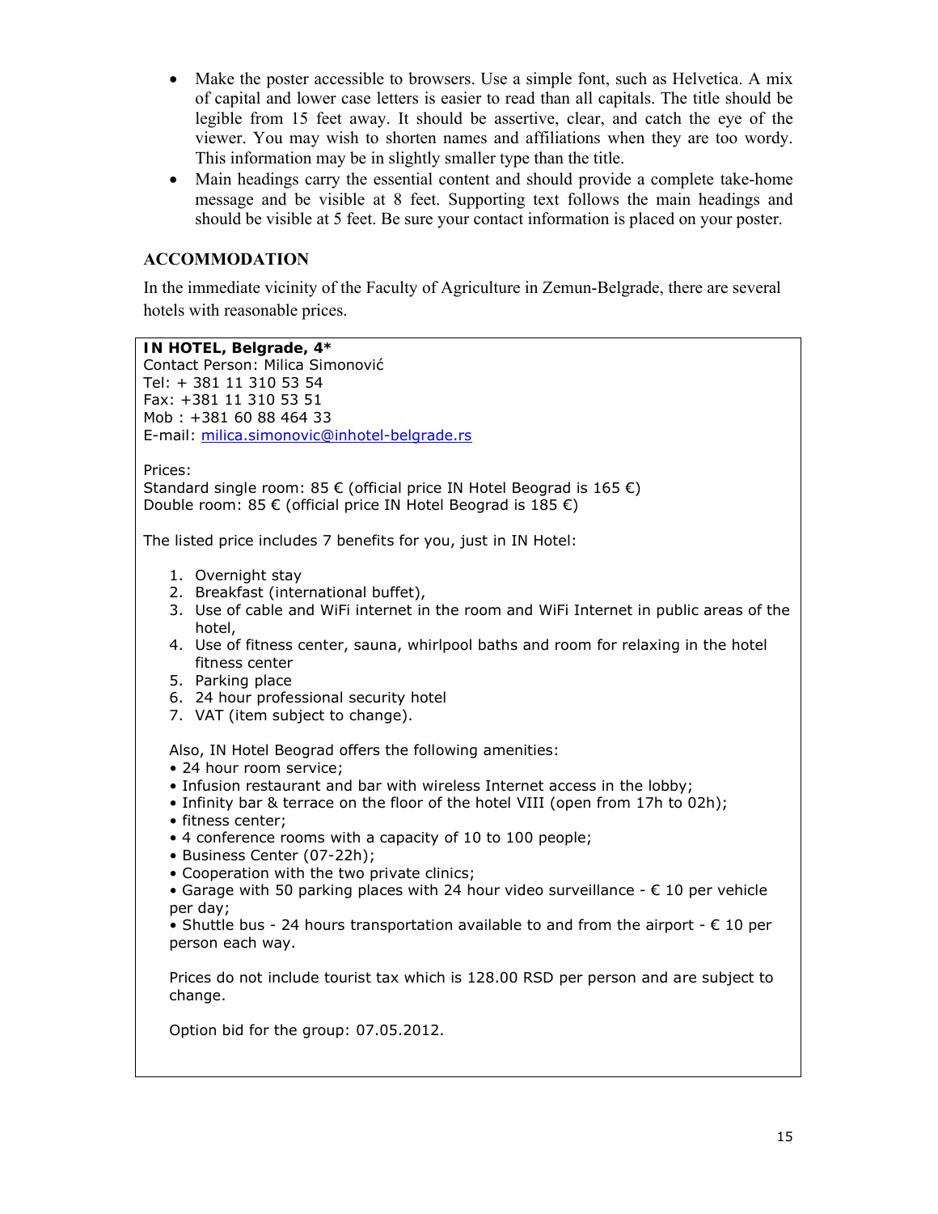- Make the poster accessible to browsers. Use a simple font, such as Helvetica. A mix of capital and lower case letters is easier to read than all capitals. The title should be legible from 15 feet away. It should be assertive, clear, and catch the eye of the viewer. You may wish to shorten names and affiliations when they are too wordy. This information may be in slightly smaller type than the title.
- Main headings carry the essential content and should provide a complete take-home message and be visible at 8 feet. Supporting text follows the main headings and should be visible at 5 feet. Be sure your contact information is placed on your poster.

## ACCOMMODATION

In the immediate vicinity of the Faculty of Agriculture in Zemun-Belgrade, there are several hotels with reasonable prices.

**IN HOTEL, Belgrade, 4***
Contact Person: Milica Simonović
Tel: + 381 11 310 53 54
Fax: +381 11 310 53 51
Mob : +381 60 88 464 33
E-mail: milica.simonovic@inhotel-belgrade.rs

Prices:
Standard single room: 85 € (official price IN Hotel Beograd is 165 €)
Double room: 85 € (official price IN Hotel Beograd is 185 €)

The listed price includes 7 benefits for you, just in IN Hotel:

1. Overnight stay
2. Breakfast (international buffet),
3. Use of cable and WiFi internet in the room and WiFi Internet in public areas of the hotel,
4. Use of fitness center, sauna, whirlpool baths and room for relaxing in the hotel fitness center
5. Parking place
6. 24 hour professional security hotel
7. VAT (item subject to change).

Also, IN Hotel Beograd offers the following amenities:
• 24 hour room service;
• Infusion restaurant and bar with wireless Internet access in the lobby;
• Infinity bar & terrace on the floor of the hotel VIII (open from 17h to 02h);
• fitness center;
• 4 conference rooms with a capacity of 10 to 100 people;
• Business Center (07-22h);
• Cooperation with the two private clinics;
• Garage with 50 parking places with 24 hour video surveillance - € 10 per vehicle per day;
• Shuttle bus - 24 hours transportation available to and from the airport - € 10 per person each way.

Prices do not include tourist tax which is 128.00 RSD per person and are subject to change.

Option bid for the group: 07.05.2012.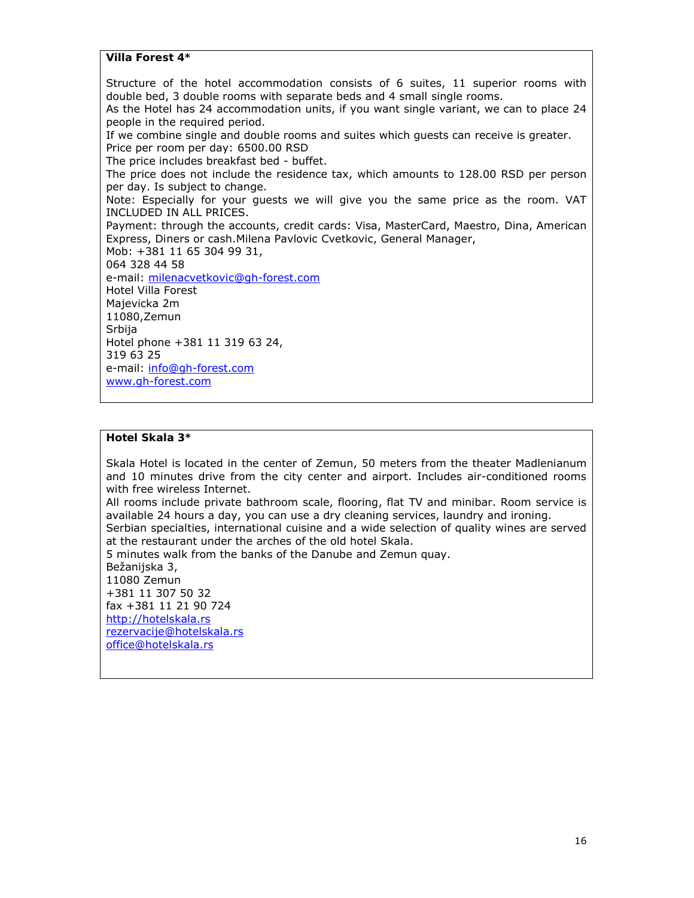**Villa Forest 4***

Structure of the hotel accommodation consists of 6 suites, 11 superior rooms with double bed, 3 double rooms with separate beds and 4 small single rooms.
As the Hotel has 24 accommodation units, if you want single variant, we can to place 24 people in the required period.
If we combine single and double rooms and suites which guests can receive is greater.
Price per room per day: 6500.00 RSD
The price includes breakfast bed - buffet.
The price does not include the residence tax, which amounts to 128.00 RSD per person per day. Is subject to change.
Note: Especially for your guests we will give you the same price as the room. VAT INCLUDED IN ALL PRICES.
Payment: through the accounts, credit cards: Visa, MasterCard, Maestro, Dina, American Express, Diners or cash.Milena Pavlovic Cvetkovic, General Manager,
Mob: +381 11 65 304 99 31,
064 328 44 58
e-mail: milenacvetkovic@gh-forest.com
Hotel Villa Forest
Majevicka 2m
11080,Zemun
Srbija
Hotel phone +381 11 319 63 24,
319 63 25
e-mail: info@gh-forest.com
www.gh-forest.com

**Hotel Skala 3***

Skala Hotel is located in the center of Zemun, 50 meters from the theater Madlenianum and 10 minutes drive from the city center and airport. Includes air-conditioned rooms with free wireless Internet.
All rooms include private bathroom scale, flooring, flat TV and minibar. Room service is available 24 hours a day, you can use a dry cleaning services, laundry and ironing.
Serbian specialties, international cuisine and a wide selection of quality wines are served at the restaurant under the arches of the old hotel Skala.
5 minutes walk from the banks of the Danube and Zemun quay.
Bežanijska 3,
11080 Zemun
+381 11 307 50 32
fax +381 11 21 90 724
http://hotelskala.rs
rezervacije@hotelskala.rs
office@hotelskala.rs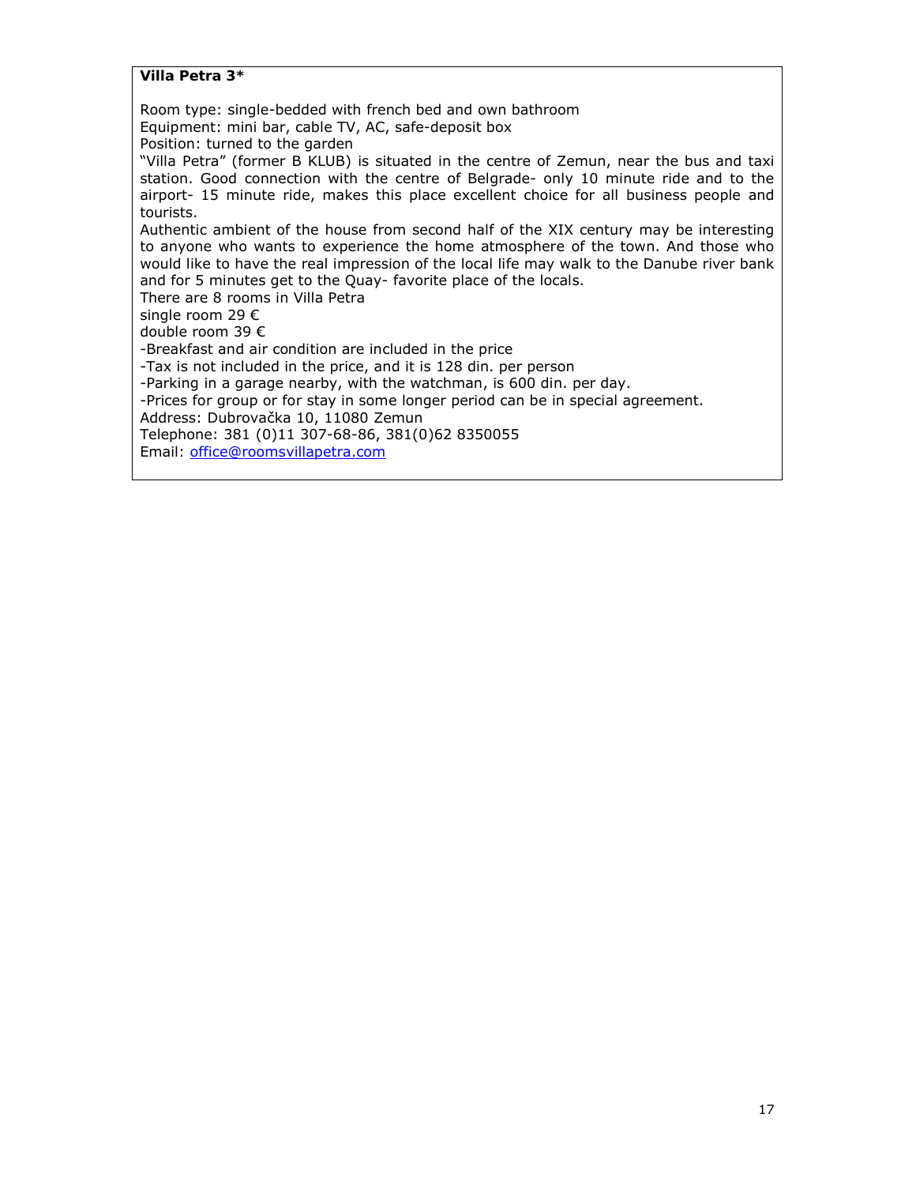**Villa Petra 3***

Room type: single-bedded with french bed and own bathroom
Equipment: mini bar, cable TV, AC, safe-deposit box
Position: turned to the garden
"Villa Petra" (former B KLUB) is situated in the centre of Zemun, near the bus and taxi station. Good connection with the centre of Belgrade- only 10 minute ride and to the airport- 15 minute ride, makes this place excellent choice for all business people and tourists.
Authentic ambient of the house from second half of the XIX century may be interesting to anyone who wants to experience the home atmosphere of the town. And those who would like to have the real impression of the local life may walk to the Danube river bank and for 5 minutes get to the Quay- favorite place of the locals.
There are 8 rooms in Villa Petra
single room 29 €
double room 39 €
-Breakfast and air condition are included in the price
-Tax is not included in the price, and it is 128 din. per person
-Parking in a garage nearby, with the watchman, is 600 din. per day.
-Prices for group or for stay in some longer period can be in special agreement.
Address: Dubrovačka 10, 11080 Zemun
Telephone: 381 (0)11 307-68-86, 381(0)62 8350055
Email: office@roomsvillapetra.com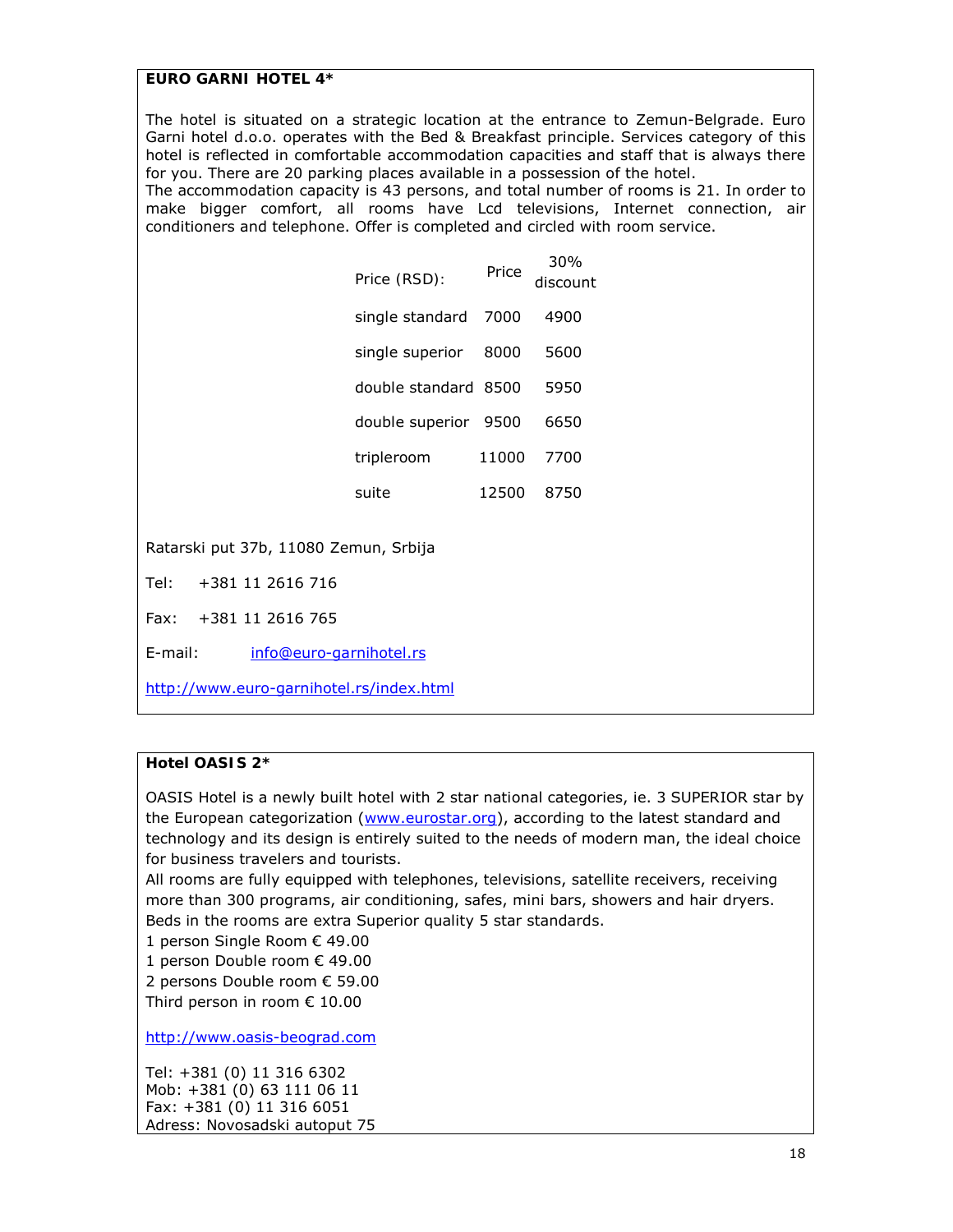**EURO GARNI HOTEL 4***

The hotel is situated on a strategic location at the entrance to Zemun-Belgrade. Euro Garni hotel d.o.o. operates with the Bed & Breakfast principle. Services category of this hotel is reflected in comfortable accommodation capacities and staff that is always there for you. There are 20 parking places available in a possession of the hotel.
The accommodation capacity is 43 persons, and total number of rooms is 21. In order to make bigger comfort, all rooms have Lcd televisions, Internet connection, air conditioners and telephone. Offer is completed and circled with room service.

| Price (RSD): | Price | 30% discount |
|---|---|---|
| single standard | 7000 | 4900 |
| single superior | 8000 | 5600 |
| double standard | 8500 | 5950 |
| double superior | 9500 | 6650 |
| tripleroom | 11000 | 7700 |
| suite | 12500 | 8750 |

Ratarski put 37b, 11080 Zemun, Srbija

Tel: +381 11 2616 716

Fax: +381 11 2616 765

E-mail: info@euro-garnihotel.rs

http://www.euro-garnihotel.rs/index.html

**Hotel OASIS 2***

OASIS Hotel is a newly built hotel with 2 star national categories, ie. 3 SUPERIOR star by the European categorization (www.eurostar.org), according to the latest standard and technology and its design is entirely suited to the needs of modern man, the ideal choice for business travelers and tourists.
All rooms are fully equipped with telephones, televisions, satellite receivers, receiving more than 300 programs, air conditioning, safes, mini bars, showers and hair dryers. Beds in the rooms are extra Superior quality 5 star standards.
1 person Single Room € 49.00
1 person Double room € 49.00
2 persons Double room € 59.00
Third person in room € 10.00

http://www.oasis-beograd.com

Tel: +381 (0) 11 316 6302
Mob: +381 (0) 63 111 06 11
Fax: +381 (0) 11 316 6051
Adress: Novosadski autoput 75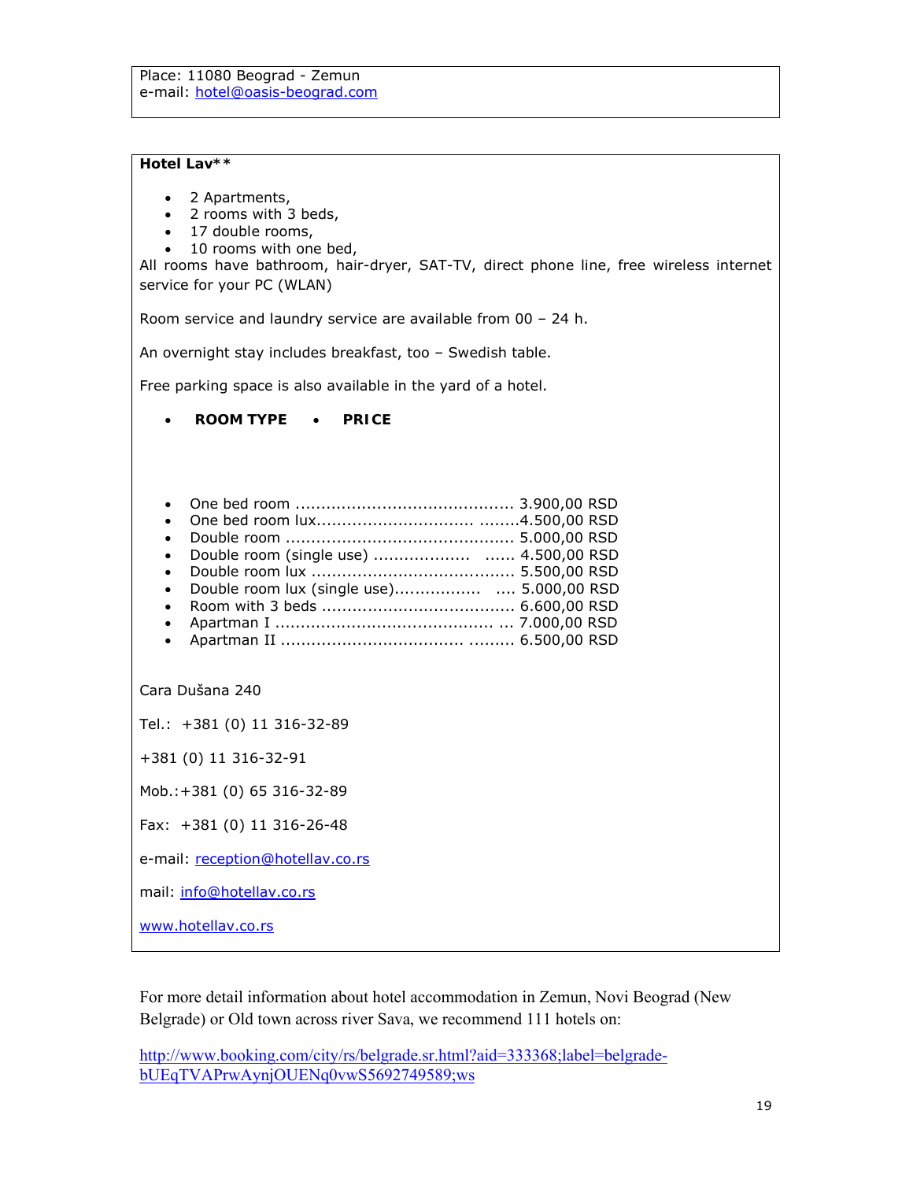Place: 11080 Beograd - Zemun
e-mail: hotel@oasis-beograd.com

**Hotel Lav****

- 2 Apartments,
- 2 rooms with 3 beds,
- 17 double rooms,
- 10 rooms with one bed,

All rooms have bathroom, hair-dryer, SAT-TV, direct phone line, free wireless internet service for your PC (WLAN)

Room service and laundry service are available from 00 – 24 h.

An overnight stay includes breakfast, too – Swedish table.

Free parking space is also available in the yard of a hotel.

- **ROOM TYPE**
- **PRICE**

- One bed room ........................................... 3.900,00 RSD
- One bed room lux.............................. ........4.500,00 RSD
- Double room ............................................ 5.000,00 RSD
- Double room (single use) ..................   ...... 4.500,00 RSD
- Double room lux ....................................... 5.500,00 RSD
- Double room lux (single use).................   .... 5.000,00 RSD
- Room with 3 beds ..................................... 6.600,00 RSD
- Apartman I .......................................... ... 7.000,00 RSD
- Apartman II ................................. ......... 6.500,00 RSD

Cara Dušana 240

Tel.:  +381 (0) 11 316-32-89

+381 (0) 11 316-32-91

Mob.:+381 (0) 65 316-32-89

Fax:  +381 (0) 11 316-26-48

e-mail: reception@hotellav.co.rs

mail: info@hotellav.co.rs

www.hotellav.co.rs

For more detail information about hotel accommodation in Zemun, Novi Beograd (New Belgrade) or Old town across river Sava, we recommend 111 hotels on:

http://www.booking.com/city/rs/belgrade.sr.html?aid=333368;label=belgrade-bUEqTVAPrwAynjOUENq0vwS5692749589;ws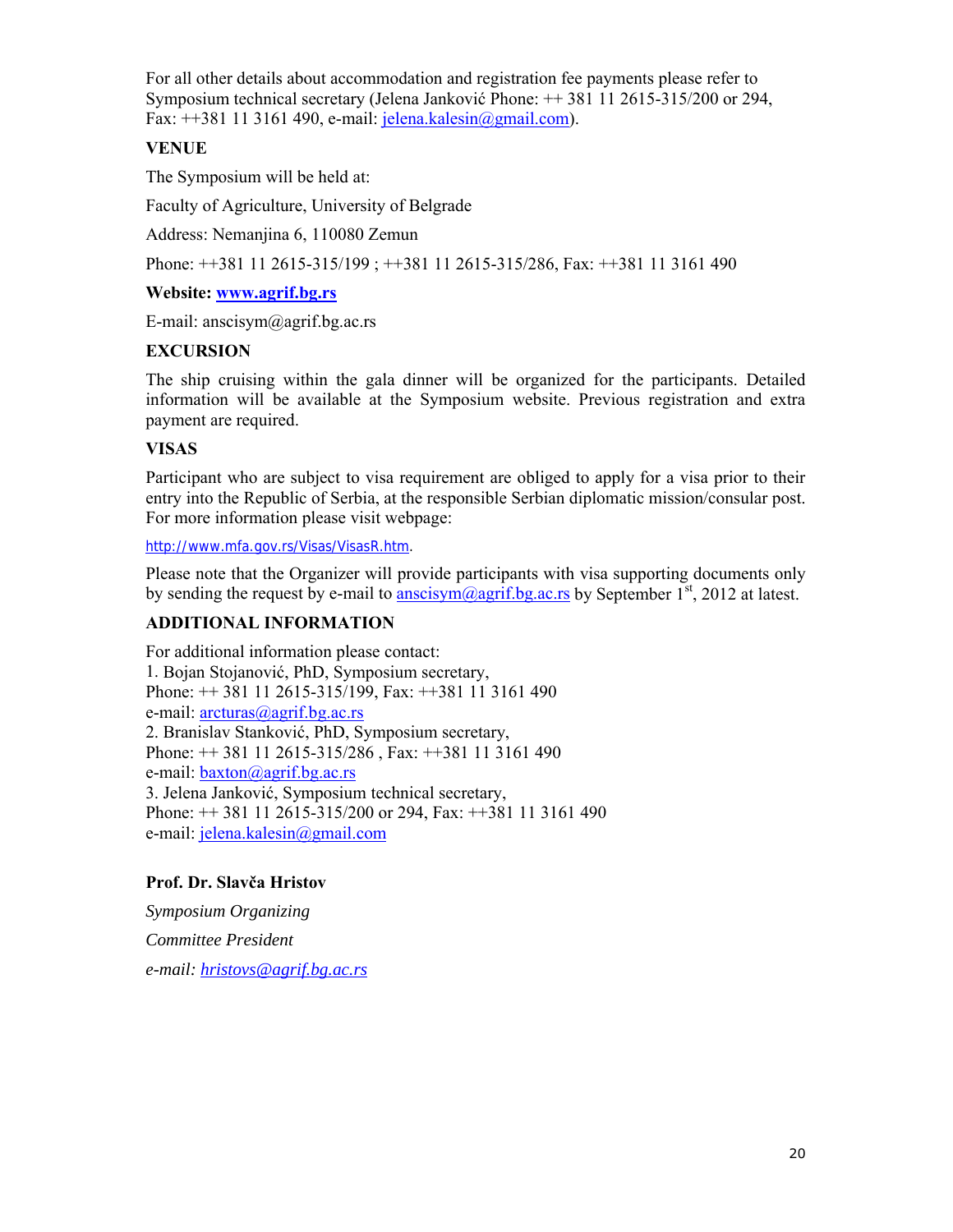For all other details about accommodation and registration fee payments please refer to Symposium technical secretary (Jelena Janković Phone: ++ 381 11 2615-315/200 or 294, Fax: ++381 11 3161 490, e-mail: jelena.kalesin@gmail.com).

## VENUE

The Symposium will be held at:

Faculty of Agriculture, University of Belgrade

Address: Nemanjina 6, 110080 Zemun

Phone: ++381 11 2615-315/199 ; ++381 11 2615-315/286, Fax: ++381 11 3161 490

**Website: www.agrif.bg.rs**

E-mail: anscisym@agrif.bg.ac.rs

## EXCURSION

The ship cruising within the gala dinner will be organized for the participants. Detailed information will be available at the Symposium website. Previous registration and extra payment are required.

## VISAS

Participant who are subject to visa requirement are obliged to apply for a visa prior to their entry into the Republic of Serbia, at the responsible Serbian diplomatic mission/consular post. For more information please visit webpage:

http://www.mfa.gov.rs/Visas/VisasR.htm.

Please note that the Organizer will provide participants with visa supporting documents only by sending the request by e-mail to anscisym@agrif.bg.ac.rs by September 1st, 2012 at latest.

## ADDITIONAL INFORMATION

For additional information please contact:

1. Bojan Stojanović, PhD, Symposium secretary,
Phone: ++ 381 11 2615-315/199, Fax: ++381 11 3161 490
e-mail: arcturas@agrif.bg.ac.rs
2. Branislav Stanković, PhD, Symposium secretary,
Phone: ++ 381 11 2615-315/286 , Fax: ++381 11 3161 490
e-mail: baxton@agrif.bg.ac.rs
3. Jelena Janković, Symposium technical secretary,
Phone: ++ 381 11 2615-315/200 or 294, Fax: ++381 11 3161 490
e-mail: jelena.kalesin@gmail.com

**Prof. Dr. Slavča Hristov**

*Symposium Organizing*

*Committee President*

*e-mail: hristovs@agrif.bg.ac.rs*